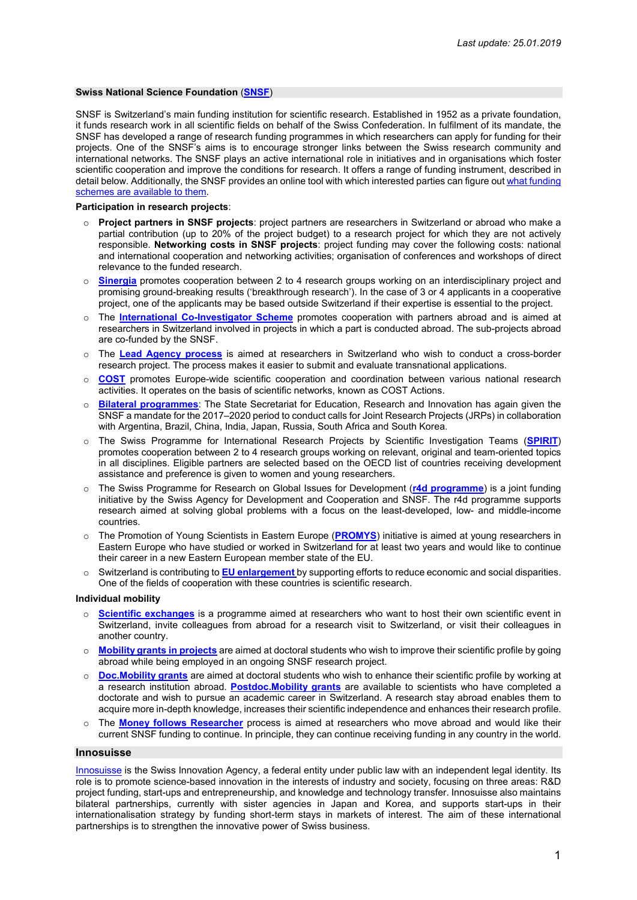*Last update: 25.01.2019*

## Swiss National Science Foundation (SNSF)

SNSF is Switzerland's main funding institution for scientific research. Established in 1952 as a private foundation, it funds research work in all scientific fields on behalf of the Swiss Confederation. In fulfilment of its mandate, the SNSF has developed a range of research funding programmes in which researchers can apply for funding for their projects. One of the SNSF's aims is to encourage stronger links between the Swiss research community and international networks. The SNSF plays an active international role in initiatives and in organisations which foster scientific cooperation and improve the conditions for research. It offers a range of funding instrument, described in detail below. Additionally, the SNSF provides an online tool with which interested parties can figure out what funding schemes are available to them.

**Participation in research projects**:

- **Project partners in SNSF projects**: project partners are researchers in Switzerland or abroad who make a partial contribution (up to 20% of the project budget) to a research project for which they are not actively responsible. **Networking costs in SNSF projects**: project funding may cover the following costs: national and international cooperation and networking activities; organisation of conferences and workshops of direct relevance to the funded research.
- **Sinergia** promotes cooperation between 2 to 4 research groups working on an interdisciplinary project and promising ground-breaking results ('breakthrough research'). In the case of 3 or 4 applicants in a cooperative project, one of the applicants may be based outside Switzerland if their expertise is essential to the project.
- The **International Co-Investigator Scheme** promotes cooperation with partners abroad and is aimed at researchers in Switzerland involved in projects in which a part is conducted abroad. The sub-projects abroad are co-funded by the SNSF.
- The **Lead Agency process** is aimed at researchers in Switzerland who wish to conduct a cross-border research project. The process makes it easier to submit and evaluate transnational applications.
- **COST** promotes Europe-wide scientific cooperation and coordination between various national research activities. It operates on the basis of scientific networks, known as COST Actions.
- **Bilateral programmes**: The State Secretariat for Education, Research and Innovation has again given the SNSF a mandate for the 2017–2020 period to conduct calls for Joint Research Projects (JRPs) in collaboration with Argentina, Brazil, China, India, Japan, Russia, South Africa and South Korea.
- The Swiss Programme for International Research Projects by Scientific Investigation Teams (**SPIRIT**) promotes cooperation between 2 to 4 research groups working on relevant, original and team-oriented topics in all disciplines. Eligible partners are selected based on the OECD list of countries receiving development assistance and preference is given to women and young researchers.
- The Swiss Programme for Research on Global Issues for Development (**r4d programme**) is a joint funding initiative by the Swiss Agency for Development and Cooperation and SNSF. The r4d programme supports research aimed at solving global problems with a focus on the least-developed, low- and middle-income countries.
- The Promotion of Young Scientists in Eastern Europe (**PROMYS**) initiative is aimed at young researchers in Eastern Europe who have studied or worked in Switzerland for at least two years and would like to continue their career in a new Eastern European member state of the EU.
- Switzerland is contributing to **EU enlargement** by supporting efforts to reduce economic and social disparities. One of the fields of cooperation with these countries is scientific research.

**Individual mobility**

- **Scientific exchanges** is a programme aimed at researchers who want to host their own scientific event in Switzerland, invite colleagues from abroad for a research visit to Switzerland, or visit their colleagues in another country.
- **Mobility grants in projects** are aimed at doctoral students who wish to improve their scientific profile by going abroad while being employed in an ongoing SNSF research project.
- **Doc.Mobility grants** are aimed at doctoral students who wish to enhance their scientific profile by working at a research institution abroad. **Postdoc.Mobility grants** are available to scientists who have completed a doctorate and wish to pursue an academic career in Switzerland. A research stay abroad enables them to acquire more in-depth knowledge, increases their scientific independence and enhances their research profile.
- The **Money follows Researcher** process is aimed at researchers who move abroad and would like their current SNSF funding to continue. In principle, they can continue receiving funding in any country in the world.

## Innosuisse

Innosuisse is the Swiss Innovation Agency, a federal entity under public law with an independent legal identity. Its role is to promote science-based innovation in the interests of industry and society, focusing on three areas: R&D project funding, start-ups and entrepreneurship, and knowledge and technology transfer. Innosuisse also maintains bilateral partnerships, currently with sister agencies in Japan and Korea, and supports start-ups in their internationalisation strategy by funding short-term stays in markets of interest. The aim of these international partnerships is to strengthen the innovative power of Swiss business.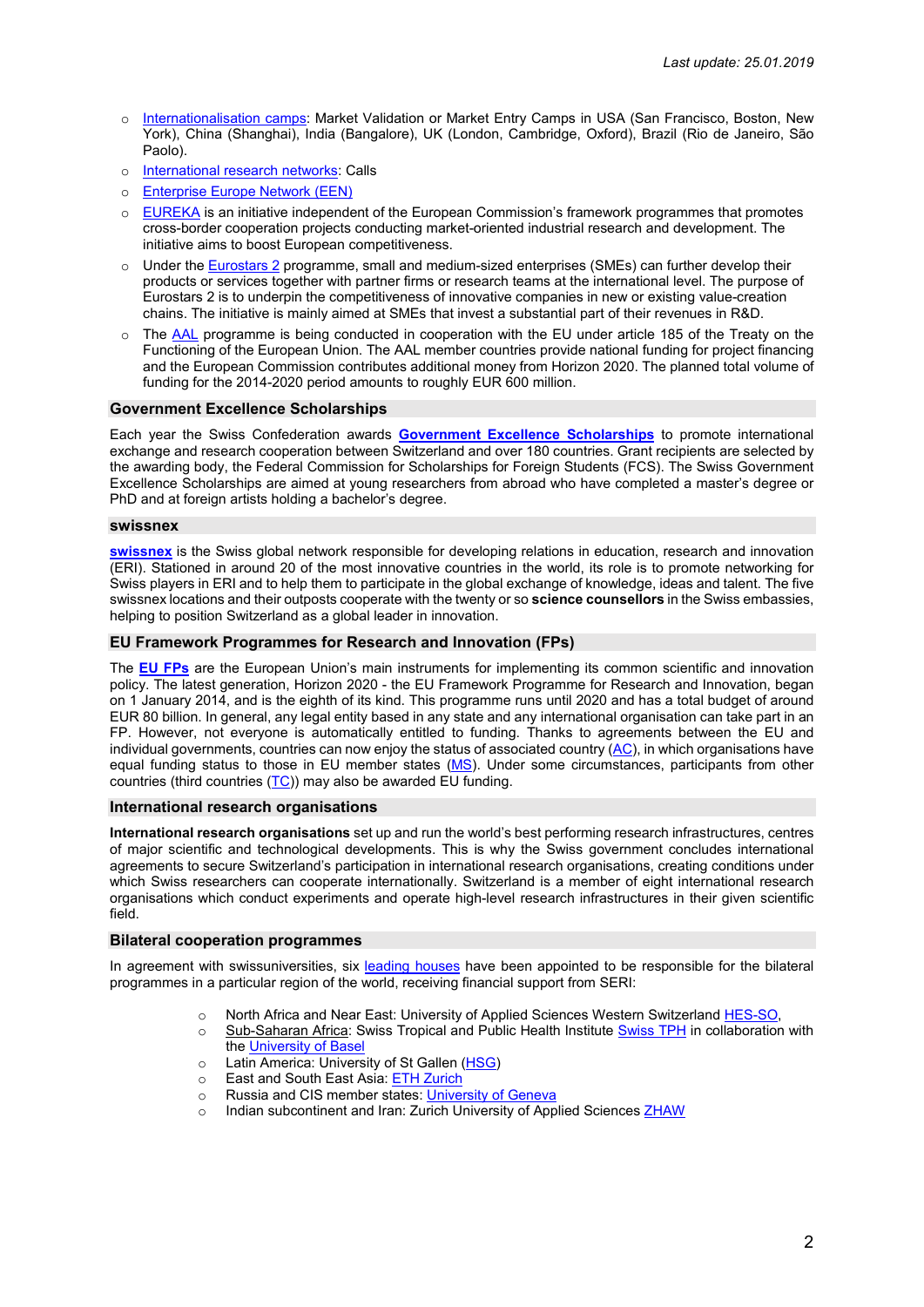- Internationalisation camps: Market Validation or Market Entry Camps in USA (San Francisco, Boston, New York), China (Shanghai), India (Bangalore), UK (London, Cambridge, Oxford), Brazil (Rio de Janeiro, São Paolo).
- International research networks: Calls
- Enterprise Europe Network (EEN)
- EUREKA is an initiative independent of the European Commission's framework programmes that promotes cross-border cooperation projects conducting market-oriented industrial research and development. The initiative aims to boost European competitiveness.
- Under the Eurostars 2 programme, small and medium-sized enterprises (SMEs) can further develop their products or services together with partner firms or research teams at the international level. The purpose of Eurostars 2 is to underpin the competitiveness of innovative companies in new or existing value-creation chains. The initiative is mainly aimed at SMEs that invest a substantial part of their revenues in R&D.
- The AAL programme is being conducted in cooperation with the EU under article 185 of the Treaty on the Functioning of the European Union. The AAL member countries provide national funding for project financing and the European Commission contributes additional money from Horizon 2020. The planned total volume of funding for the 2014-2020 period amounts to roughly EUR 600 million.

## Government Excellence Scholarships

Each year the Swiss Confederation awards **Government Excellence Scholarships** to promote international exchange and research cooperation between Switzerland and over 180 countries. Grant recipients are selected by the awarding body, the Federal Commission for Scholarships for Foreign Students (FCS). The Swiss Government Excellence Scholarships are aimed at young researchers from abroad who have completed a master's degree or PhD and at foreign artists holding a bachelor's degree.

## swissnex

**swissnex** is the Swiss global network responsible for developing relations in education, research and innovation (ERI). Stationed in around 20 of the most innovative countries in the world, its role is to promote networking for Swiss players in ERI and to help them to participate in the global exchange of knowledge, ideas and talent. The five swissnex locations and their outposts cooperate with the twenty or so **science counsellors** in the Swiss embassies, helping to position Switzerland as a global leader in innovation.

## EU Framework Programmes for Research and Innovation (FPs)

The **EU FPs** are the European Union's main instruments for implementing its common scientific and innovation policy. The latest generation, Horizon 2020 - the EU Framework Programme for Research and Innovation, began on 1 January 2014, and is the eighth of its kind. This programme runs until 2020 and has a total budget of around EUR 80 billion. In general, any legal entity based in any state and any international organisation can take part in an FP. However, not everyone is automatically entitled to funding. Thanks to agreements between the EU and individual governments, countries can now enjoy the status of associated country (AC), in which organisations have equal funding status to those in EU member states (MS). Under some circumstances, participants from other countries (third countries (TC)) may also be awarded EU funding.

## International research organisations

**International research organisations** set up and run the world's best performing research infrastructures, centres of major scientific and technological developments. This is why the Swiss government concludes international agreements to secure Switzerland's participation in international research organisations, creating conditions under which Swiss researchers can cooperate internationally. Switzerland is a member of eight international research organisations which conduct experiments and operate high-level research infrastructures in their given scientific field.

## Bilateral cooperation programmes

In agreement with swissuniversities, six leading houses have been appointed to be responsible for the bilateral programmes in a particular region of the world, receiving financial support from SERI:

- North Africa and Near East: University of Applied Sciences Western Switzerland HES-SO,
- Sub-Saharan Africa: Swiss Tropical and Public Health Institute Swiss TPH in collaboration with the University of Basel
- Latin America: University of St Gallen (HSG)
- East and South East Asia: ETH Zurich
- Russia and CIS member states: University of Geneva
- Indian subcontinent and Iran: Zurich University of Applied Sciences ZHAW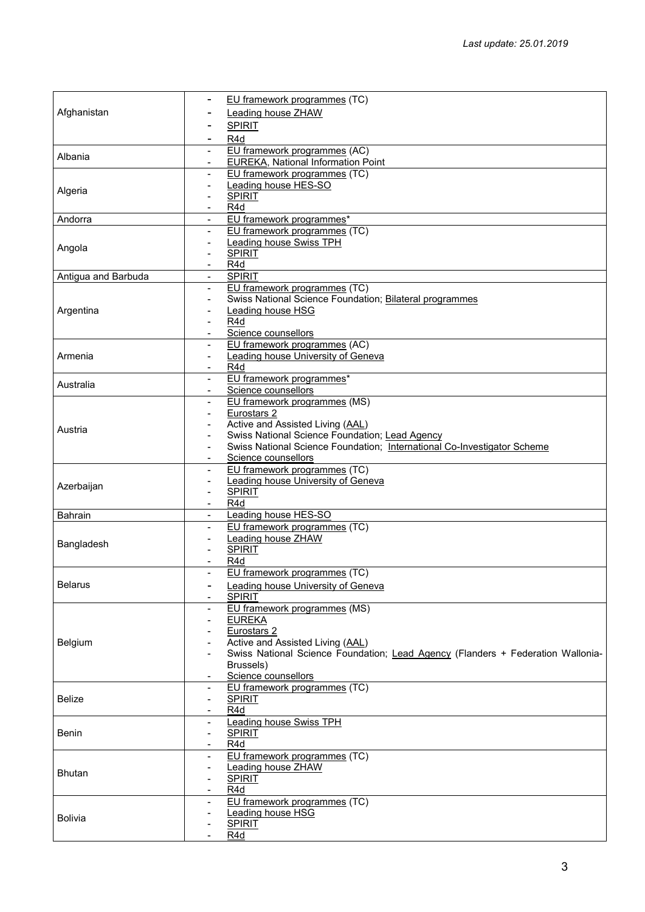*Last update: 25.01.2019*

| | |
|---|---|
| Afghanistan | - EU framework programmes (TC)<br>- Leading house ZHAW<br>- SPIRIT<br>- R4d |
| Albania | - EU framework programmes (AC)<br>- EUREKA, National Information Point |
| Algeria | - EU framework programmes (TC)<br>- Leading house HES-SO<br>- SPIRIT<br>- R4d |
| Andorra | - EU framework programmes* |
| Angola | - EU framework programmes (TC)<br>- Leading house Swiss TPH<br>- SPIRIT<br>- R4d |
| Antigua and Barbuda | - SPIRIT |
| Argentina | - EU framework programmes (TC)<br>- Swiss National Science Foundation; Bilateral programmes<br>- Leading house HSG<br>- R4d<br>- Science counsellors |
| Armenia | - EU framework programmes (AC)<br>- Leading house University of Geneva<br>- R4d |
| Australia | - EU framework programmes*<br>- Science counsellors |
| Austria | - EU framework programmes (MS)<br>- Eurostars 2<br>- Active and Assisted Living (AAL)<br>- Swiss National Science Foundation; Lead Agency<br>- Swiss National Science Foundation; International Co-Investigator Scheme<br>- Science counsellors |
| Azerbaijan | - EU framework programmes (TC)<br>- Leading house University of Geneva<br>- SPIRIT<br>- R4d |
| Bahrain | - Leading house HES-SO |
| Bangladesh | - EU framework programmes (TC)<br>- Leading house ZHAW<br>- SPIRIT<br>- R4d |
| Belarus | - EU framework programmes (TC)<br>- Leading house University of Geneva<br>- SPIRIT |
| Belgium | - EU framework programmes (MS)<br>- EUREKA<br>- Eurostars 2<br>- Active and Assisted Living (AAL)<br>- Swiss National Science Foundation; Lead Agency (Flanders + Federation Wallonia-Brussels)<br>- Science counsellors |
| Belize | - EU framework programmes (TC)<br>- SPIRIT<br>- R4d |
| Benin | - Leading house Swiss TPH<br>- SPIRIT<br>- R4d |
| Bhutan | - EU framework programmes (TC)<br>- Leading house ZHAW<br>- SPIRIT<br>- R4d |
| Bolivia | - EU framework programmes (TC)<br>- Leading house HSG<br>- SPIRIT<br>- R4d |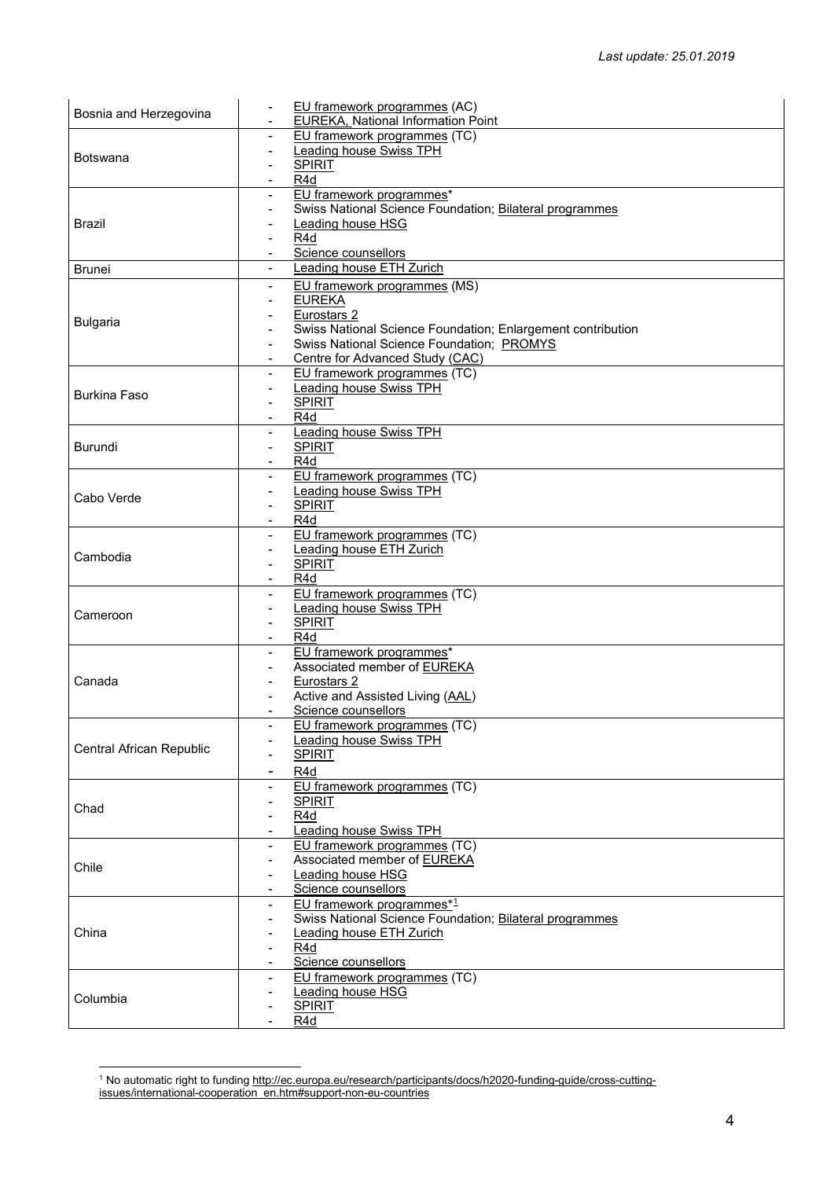| Bosnia and Herzegovina | - EU framework programmes (AC)<br>- EUREKA, National Information Point |
|---|---|
| Botswana | - EU framework programmes (TC)<br>- Leading house Swiss TPH<br>- SPIRIT<br>- R4d |
| Brazil | - EU framework programmes*<br>- Swiss National Science Foundation; Bilateral programmes<br>- Leading house HSG<br>- R4d<br>- Science counsellors |
| Brunei | - Leading house ETH Zurich |
| Bulgaria | - EU framework programmes (MS)<br>- EUREKA<br>- Eurostars 2<br>- Swiss National Science Foundation; Enlargement contribution<br>- Swiss National Science Foundation; PROMYS<br>- Centre for Advanced Study (CAC) |
| Burkina Faso | - EU framework programmes (TC)<br>- Leading house Swiss TPH<br>- SPIRIT<br>- R4d |
| Burundi | - Leading house Swiss TPH<br>- SPIRIT<br>- R4d |
| Cabo Verde | - EU framework programmes (TC)<br>- Leading house Swiss TPH<br>- SPIRIT<br>- R4d |
| Cambodia | - EU framework programmes (TC)<br>- Leading house ETH Zurich<br>- SPIRIT<br>- R4d |
| Cameroon | - EU framework programmes (TC)<br>- Leading house Swiss TPH<br>- SPIRIT<br>- R4d |
| Canada | - EU framework programmes*<br>- Associated member of EUREKA<br>- Eurostars 2<br>- Active and Assisted Living (AAL)<br>- Science counsellors |
| Central African Republic | - EU framework programmes (TC)<br>- Leading house Swiss TPH<br>- SPIRIT<br>- R4d |
| Chad | - EU framework programmes (TC)<br>- SPIRIT<br>- R4d<br>- Leading house Swiss TPH |
| Chile | - EU framework programmes (TC)<br>- Associated member of EUREKA<br>- Leading house HSG<br>- Science counsellors |
| China | - EU framework programmes*[1]<br>- Swiss National Science Foundation; Bilateral programmes<br>- Leading house ETH Zurich<br>- R4d<br>- Science counsellors |
| Columbia | - EU framework programmes (TC)<br>- Leading house HSG<br>- SPIRIT<br>- R4d |

[1] No automatic right to funding http://ec.europa.eu/research/participants/docs/h2020-funding-guide/cross-cutting-issues/international-cooperation_en.htm#support-non-eu-countries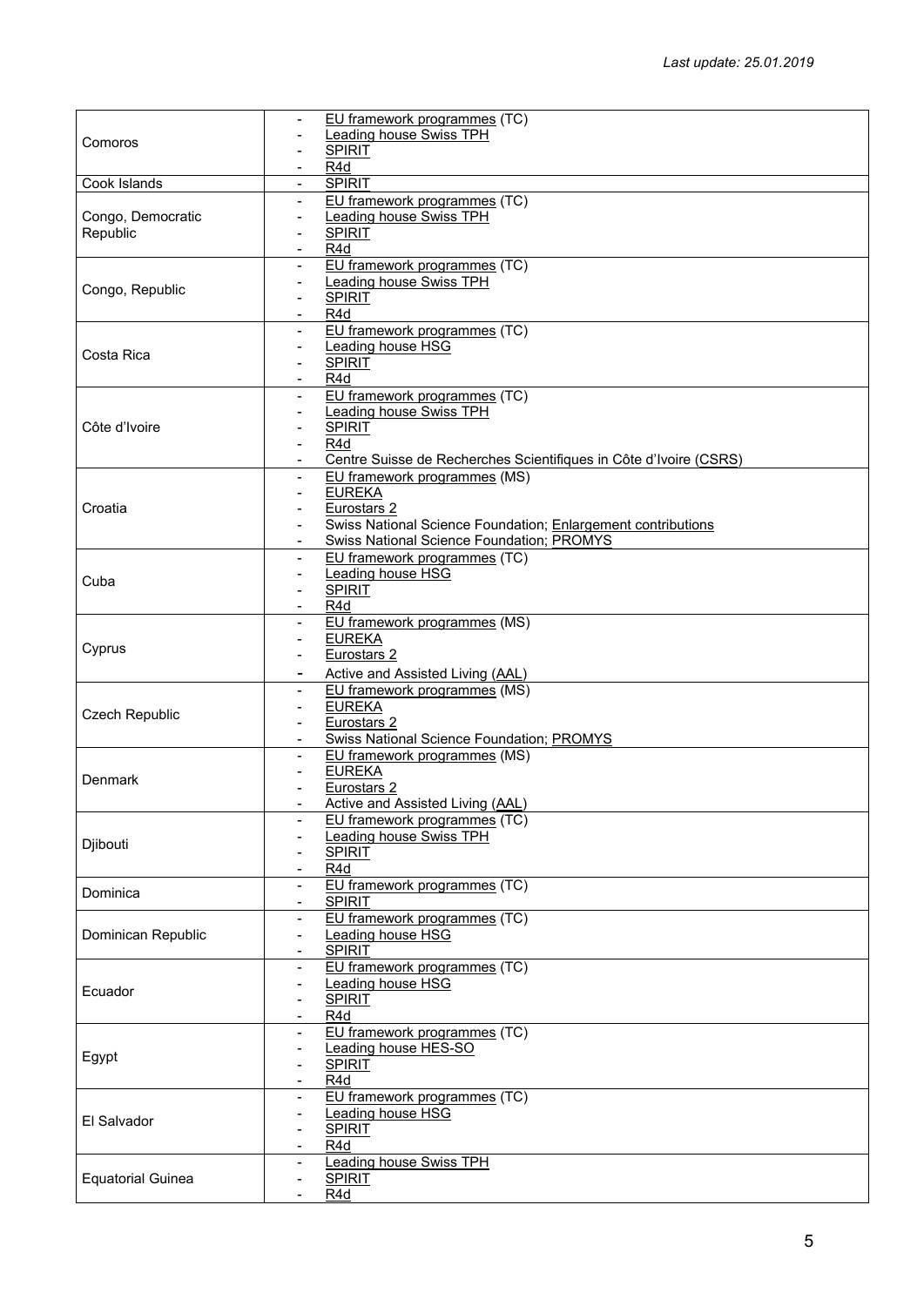*Last update: 25.01.2019*

| | |
|---|---|
| Comoros | - EU framework programmes (TC)<br>- Leading house Swiss TPH<br>- SPIRIT<br>- R4d |
| Cook Islands | - SPIRIT |
| Congo, Democratic Republic | - EU framework programmes (TC)<br>- Leading house Swiss TPH<br>- SPIRIT<br>- R4d |
| Congo, Republic | - EU framework programmes (TC)<br>- Leading house Swiss TPH<br>- SPIRIT<br>- R4d |
| Costa Rica | - EU framework programmes (TC)<br>- Leading house HSG<br>- SPIRIT<br>- R4d |
| Côte d'Ivoire | - EU framework programmes (TC)<br>- Leading house Swiss TPH<br>- SPIRIT<br>- R4d<br>- Centre Suisse de Recherches Scientifiques in Côte d'Ivoire (CSRS) |
| Croatia | - EU framework programmes (MS)<br>- EUREKA<br>- Eurostars 2<br>- Swiss National Science Foundation; Enlargement contributions<br>- Swiss National Science Foundation; PROMYS |
| Cuba | - EU framework programmes (TC)<br>- Leading house HSG<br>- SPIRIT<br>- R4d |
| Cyprus | - EU framework programmes (MS)<br>- EUREKA<br>- Eurostars 2<br>- Active and Assisted Living (AAL) |
| Czech Republic | - EU framework programmes (MS)<br>- EUREKA<br>- Eurostars 2<br>- Swiss National Science Foundation; PROMYS |
| Denmark | - EU framework programmes (MS)<br>- EUREKA<br>- Eurostars 2<br>- Active and Assisted Living (AAL) |
| Djibouti | - EU framework programmes (TC)<br>- Leading house Swiss TPH<br>- SPIRIT<br>- R4d |
| Dominica | - EU framework programmes (TC)<br>- SPIRIT |
| Dominican Republic | - EU framework programmes (TC)<br>- Leading house HSG<br>- SPIRIT |
| Ecuador | - EU framework programmes (TC)<br>- Leading house HSG<br>- SPIRIT<br>- R4d |
| Egypt | - EU framework programmes (TC)<br>- Leading house HES-SO<br>- SPIRIT<br>- R4d |
| El Salvador | - EU framework programmes (TC)<br>- Leading house HSG<br>- SPIRIT<br>- R4d |
| Equatorial Guinea | - Leading house Swiss TPH<br>- SPIRIT<br>- R4d |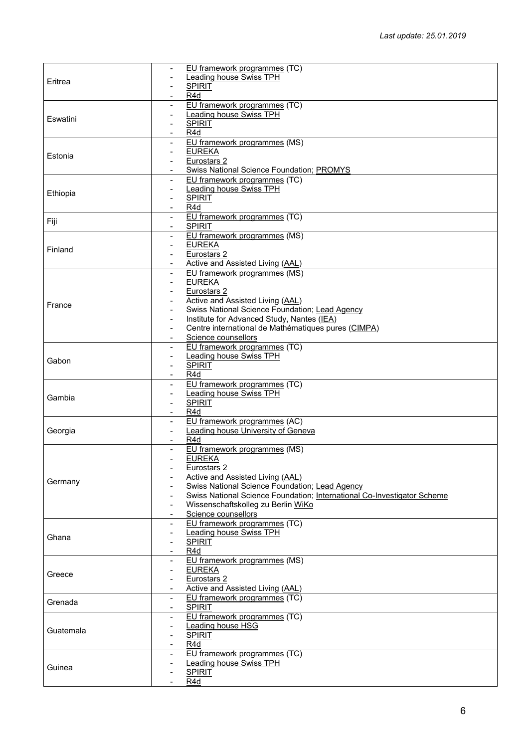| | |
|---|---|
| Eritrea | - EU framework programmes (TC)<br>- Leading house Swiss TPH<br>- SPIRIT<br>- R4d |
| Eswatini | - EU framework programmes (TC)<br>- Leading house Swiss TPH<br>- SPIRIT<br>- R4d |
| Estonia | - EU framework programmes (MS)<br>- EUREKA<br>- Eurostars 2<br>- Swiss National Science Foundation; PROMYS |
| Ethiopia | - EU framework programmes (TC)<br>- Leading house Swiss TPH<br>- SPIRIT<br>- R4d |
| Fiji | - EU framework programmes (TC)<br>- SPIRIT |
| Finland | - EU framework programmes (MS)<br>- EUREKA<br>- Eurostars 2<br>- Active and Assisted Living (AAL) |
| France | - EU framework programmes (MS)<br>- EUREKA<br>- Eurostars 2<br>- Active and Assisted Living (AAL)<br>- Swiss National Science Foundation; Lead Agency<br>- Institute for Advanced Study, Nantes (IEA)<br>- Centre international de Mathématiques pures (CIMPA)<br>- Science counsellors |
| Gabon | - EU framework programmes (TC)<br>- Leading house Swiss TPH<br>- SPIRIT<br>- R4d |
| Gambia | - EU framework programmes (TC)<br>- Leading house Swiss TPH<br>- SPIRIT<br>- R4d |
| Georgia | - EU framework programmes (AC)<br>- Leading house University of Geneva<br>- R4d |
| Germany | - EU framework programmes (MS)<br>- EUREKA<br>- Eurostars 2<br>- Active and Assisted Living (AAL)<br>- Swiss National Science Foundation; Lead Agency<br>- Swiss National Science Foundation; International Co-Investigator Scheme<br>- Wissenschaftskolleg zu Berlin WiKo<br>- Science counsellors |
| Ghana | - EU framework programmes (TC)<br>- Leading house Swiss TPH<br>- SPIRIT<br>- R4d |
| Greece | - EU framework programmes (MS)<br>- EUREKA<br>- Eurostars 2<br>- Active and Assisted Living (AAL) |
| Grenada | - EU framework programmes (TC)<br>- SPIRIT |
| Guatemala | - EU framework programmes (TC)<br>- Leading house HSG<br>- SPIRIT<br>- R4d |
| Guinea | - EU framework programmes (TC)<br>- Leading house Swiss TPH<br>- SPIRIT<br>- R4d |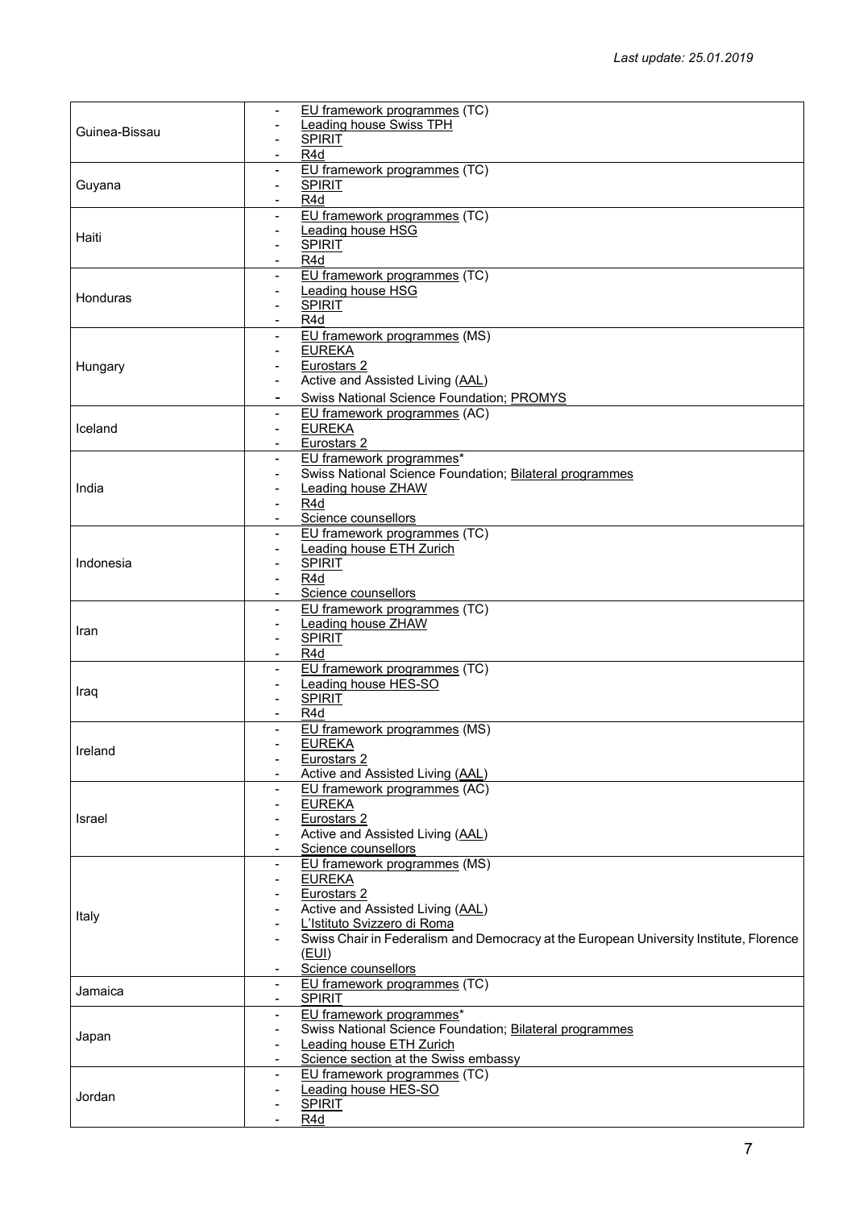| | |
|---|---|
| Guinea-Bissau | - EU framework programmes (TC)<br>- Leading house Swiss TPH<br>- SPIRIT<br>- R4d |
| Guyana | - EU framework programmes (TC)<br>- SPIRIT<br>- R4d |
| Haiti | - EU framework programmes (TC)<br>- Leading house HSG<br>- SPIRIT<br>- R4d |
| Honduras | - EU framework programmes (TC)<br>- Leading house HSG<br>- SPIRIT<br>- R4d |
| Hungary | - EU framework programmes (MS)<br>- EUREKA<br>- Eurostars 2<br>- Active and Assisted Living (AAL)<br>- Swiss National Science Foundation; PROMYS |
| Iceland | - EU framework programmes (AC)<br>- EUREKA<br>- Eurostars 2 |
| India | - EU framework programmes*<br>- Swiss National Science Foundation; Bilateral programmes<br>- Leading house ZHAW<br>- R4d<br>- Science counsellors |
| Indonesia | - EU framework programmes (TC)<br>- Leading house ETH Zurich<br>- SPIRIT<br>- R4d<br>- Science counsellors |
| Iran | - EU framework programmes (TC)<br>- Leading house ZHAW<br>- SPIRIT<br>- R4d |
| Iraq | - EU framework programmes (TC)<br>- Leading house HES-SO<br>- SPIRIT<br>- R4d |
| Ireland | - EU framework programmes (MS)<br>- EUREKA<br>- Eurostars 2<br>- Active and Assisted Living (AAL) |
| Israel | - EU framework programmes (AC)<br>- EUREKA<br>- Eurostars 2<br>- Active and Assisted Living (AAL)<br>- Science counsellors |
| Italy | - EU framework programmes (MS)<br>- EUREKA<br>- Eurostars 2<br>- Active and Assisted Living (AAL)<br>- L'Istituto Svizzero di Roma<br>- Swiss Chair in Federalism and Democracy at the European University Institute, Florence (EUI)<br>- Science counsellors |
| Jamaica | - EU framework programmes (TC)<br>- SPIRIT |
| Japan | - EU framework programmes*<br>- Swiss National Science Foundation; Bilateral programmes<br>- Leading house ETH Zurich<br>- Science section at the Swiss embassy |
| Jordan | - EU framework programmes (TC)<br>- Leading house HES-SO<br>- SPIRIT<br>- R4d |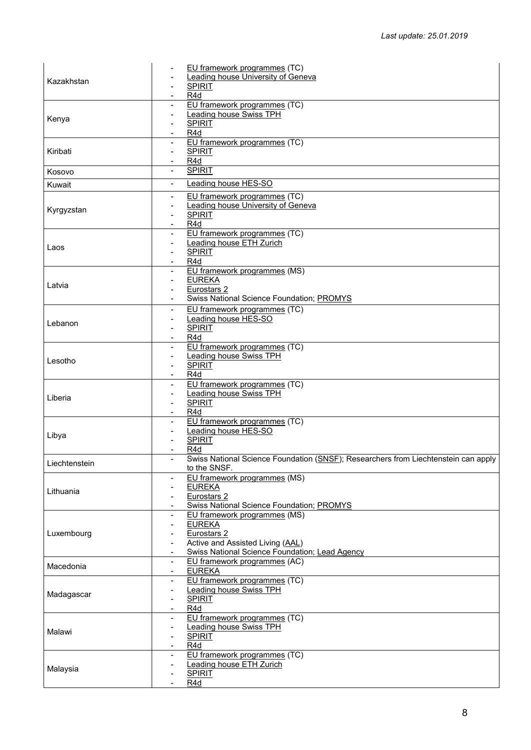*Last update: 25.01.2019*

| | |
|---|---|
| Kazakhstan | - EU framework programmes (TC)<br>- Leading house University of Geneva<br>- SPIRIT<br>- R4d |
| Kenya | - EU framework programmes (TC)<br>- Leading house Swiss TPH<br>- SPIRIT<br>- R4d |
| Kiribati | - EU framework programmes (TC)<br>- SPIRIT<br>- R4d |
| Kosovo | - SPIRIT |
| Kuwait | - Leading house HES-SO |
| Kyrgyzstan | - EU framework programmes (TC)<br>- Leading house University of Geneva<br>- SPIRIT<br>- R4d |
| Laos | - EU framework programmes (TC)<br>- Leading house ETH Zurich<br>- SPIRIT<br>- R4d |
| Latvia | - EU framework programmes (MS)<br>- EUREKA<br>- Eurostars 2<br>- Swiss National Science Foundation; PROMYS |
| Lebanon | - EU framework programmes (TC)<br>- Leading house HES-SO<br>- SPIRIT<br>- R4d |
| Lesotho | - EU framework programmes (TC)<br>- Leading house Swiss TPH<br>- SPIRIT<br>- R4d |
| Liberia | - EU framework programmes (TC)<br>- Leading house Swiss TPH<br>- SPIRIT<br>- R4d |
| Libya | - EU framework programmes (TC)<br>- Leading house HES-SO<br>- SPIRIT<br>- R4d |
| Liechtenstein | - Swiss National Science Foundation (SNSF); Researchers from Liechtenstein can apply to the SNSF. |
| Lithuania | - EU framework programmes (MS)<br>- EUREKA<br>- Eurostars 2<br>- Swiss National Science Foundation; PROMYS |
| Luxembourg | - EU framework programmes (MS)<br>- EUREKA<br>- Eurostars 2<br>- Active and Assisted Living (AAL)<br>- Swiss National Science Foundation; Lead Agency |
| Macedonia | - EU framework programmes (AC)<br>- EUREKA |
| Madagascar | - EU framework programmes (TC)<br>- Leading house Swiss TPH<br>- SPIRIT<br>- R4d |
| Malawi | - EU framework programmes (TC)<br>- Leading house Swiss TPH<br>- SPIRIT<br>- R4d |
| Malaysia | - EU framework programmes (TC)<br>- Leading house ETH Zurich<br>- SPIRIT<br>- R4d |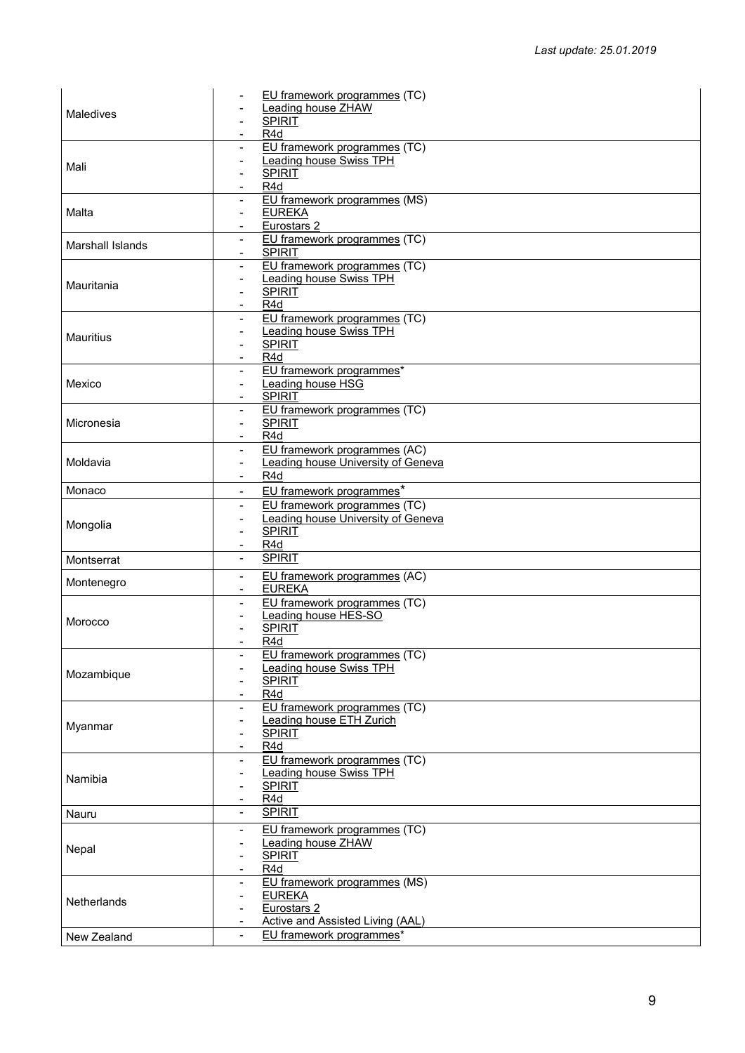| | |
|---|---|
| Maledives | - EU framework programmes (TC)<br>- Leading house ZHAW<br>- SPIRIT<br>- R4d |
| Mali | - EU framework programmes (TC)<br>- Leading house Swiss TPH<br>- SPIRIT<br>- R4d |
| Malta | - EU framework programmes (MS)<br>- EUREKA<br>- Eurostars 2 |
| Marshall Islands | - EU framework programmes (TC)<br>- SPIRIT |
| Mauritania | - EU framework programmes (TC)<br>- Leading house Swiss TPH<br>- SPIRIT<br>- R4d |
| Mauritius | - EU framework programmes (TC)<br>- Leading house Swiss TPH<br>- SPIRIT<br>- R4d |
| Mexico | - EU framework programmes*<br>- Leading house HSG<br>- SPIRIT |
| Micronesia | - EU framework programmes (TC)<br>- SPIRIT<br>- R4d |
| Moldavia | - EU framework programmes (AC)<br>- Leading house University of Geneva<br>- R4d |
| Monaco | - EU framework programmes* |
| Mongolia | - EU framework programmes (TC)<br>- Leading house University of Geneva<br>- SPIRIT<br>- R4d |
| Montserrat | - SPIRIT |
| Montenegro | - EU framework programmes (AC)<br>- EUREKA |
| Morocco | - EU framework programmes (TC)<br>- Leading house HES-SO<br>- SPIRIT<br>- R4d |
| Mozambique | - EU framework programmes (TC)<br>- Leading house Swiss TPH<br>- SPIRIT<br>- R4d |
| Myanmar | - EU framework programmes (TC)<br>- Leading house ETH Zurich<br>- SPIRIT<br>- R4d |
| Namibia | - EU framework programmes (TC)<br>- Leading house Swiss TPH<br>- SPIRIT<br>- R4d |
| Nauru | - SPIRIT |
| Nepal | - EU framework programmes (TC)<br>- Leading house ZHAW<br>- SPIRIT<br>- R4d |
| Netherlands | - EU framework programmes (MS)<br>- EUREKA<br>- Eurostars 2<br>- Active and Assisted Living (AAL) |
| New Zealand | - EU framework programmes* |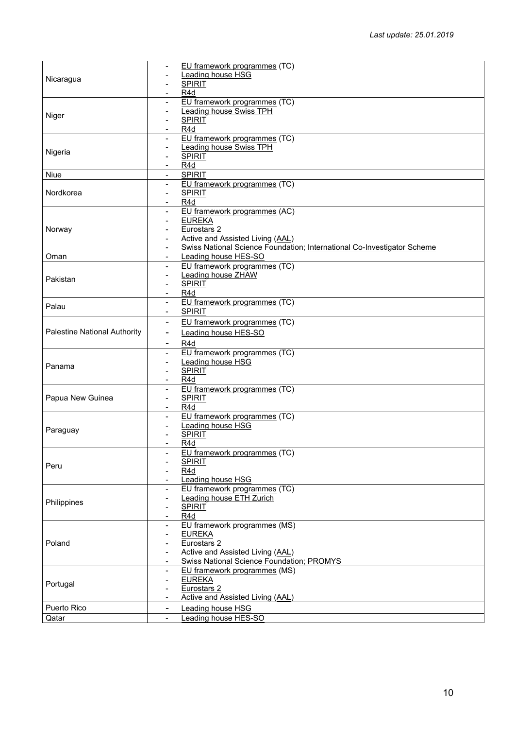*Last update: 25.01.2019*

| | |
|---|---|
| Nicaragua | - EU framework programmes (TC)<br>- Leading house HSG<br>- SPIRIT<br>- R4d |
| Niger | - EU framework programmes (TC)<br>- Leading house Swiss TPH<br>- SPIRIT<br>- R4d |
| Nigeria | - EU framework programmes (TC)<br>- Leading house Swiss TPH<br>- SPIRIT<br>- R4d |
| Niue | - SPIRIT |
| Nordkorea | - EU framework programmes (TC)<br>- SPIRIT<br>- R4d |
| Norway | - EU framework programmes (AC)<br>- EUREKA<br>- Eurostars 2<br>- Active and Assisted Living (AAL)<br>- Swiss National Science Foundation; International Co-Investigator Scheme |
| Oman | - Leading house HES-SO |
| Pakistan | - EU framework programmes (TC)<br>- Leading house ZHAW<br>- SPIRIT<br>- R4d |
| Palau | - EU framework programmes (TC)<br>- SPIRIT |
| Palestine National Authority | - EU framework programmes (TC)<br>- Leading house HES-SO<br>- R4d |
| Panama | - EU framework programmes (TC)<br>- Leading house HSG<br>- SPIRIT<br>- R4d |
| Papua New Guinea | - EU framework programmes (TC)<br>- SPIRIT<br>- R4d |
| Paraguay | - EU framework programmes (TC)<br>- Leading house HSG<br>- SPIRIT<br>- R4d |
| Peru | - EU framework programmes (TC)<br>- SPIRIT<br>- R4d<br>- Leading house HSG |
| Philippines | - EU framework programmes (TC)<br>- Leading house ETH Zurich<br>- SPIRIT<br>- R4d |
| Poland | - EU framework programmes (MS)<br>- EUREKA<br>- Eurostars 2<br>- Active and Assisted Living (AAL)<br>- Swiss National Science Foundation; PROMYS |
| Portugal | - EU framework programmes (MS)<br>- EUREKA<br>- Eurostars 2<br>- Active and Assisted Living (AAL) |
| Puerto Rico | - Leading house HSG |
| Qatar | - Leading house HES-SO |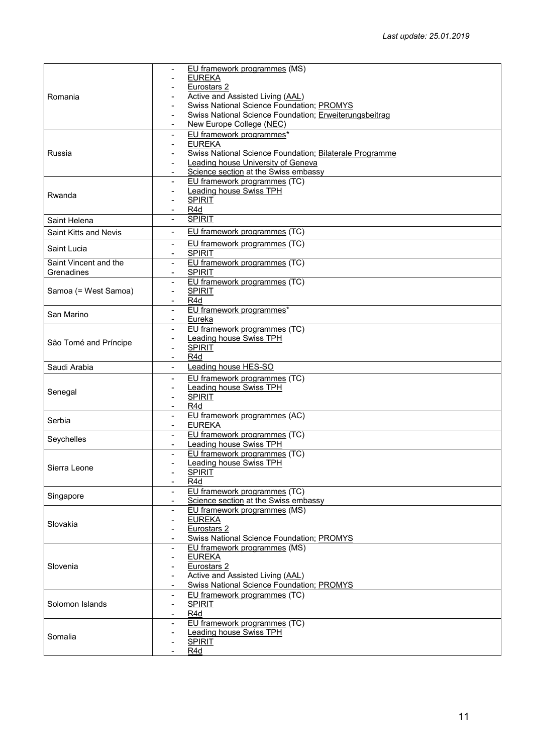*Last update: 25.01.2019*

| | |
|---|---|
| Romania | - EU framework programmes (MS)<br>- EUREKA<br>- Eurostars 2<br>- Active and Assisted Living (AAL)<br>- Swiss National Science Foundation; PROMYS<br>- Swiss National Science Foundation; Erweiterungsbeitrag<br>- New Europe College (NEC) |
| Russia | - EU framework programmes*<br>- EUREKA<br>- Swiss National Science Foundation; Bilaterale Programme<br>- Leading house University of Geneva<br>- Science section at the Swiss embassy |
| Rwanda | - EU framework programmes (TC)<br>- Leading house Swiss TPH<br>- SPIRIT<br>- R4d |
| Saint Helena | - SPIRIT |
| Saint Kitts and Nevis | - EU framework programmes (TC) |
| Saint Lucia | - EU framework programmes (TC)<br>- SPIRIT |
| Saint Vincent and the Grenadines | - EU framework programmes (TC)<br>- SPIRIT |
| Samoa (= West Samoa) | - EU framework programmes (TC)<br>- SPIRIT<br>- R4d |
| San Marino | - EU framework programmes*<br>- Eureka |
| São Tomé and Príncipe | - EU framework programmes (TC)<br>- Leading house Swiss TPH<br>- SPIRIT<br>- R4d |
| Saudi Arabia | - Leading house HES-SO |
| Senegal | - EU framework programmes (TC)<br>- Leading house Swiss TPH<br>- SPIRIT<br>- R4d |
| Serbia | - EU framework programmes (AC)<br>- EUREKA |
| Seychelles | - EU framework programmes (TC)<br>- Leading house Swiss TPH |
| Sierra Leone | - EU framework programmes (TC)<br>- Leading house Swiss TPH<br>- SPIRIT<br>- R4d |
| Singapore | - EU framework programmes (TC)<br>- Science section at the Swiss embassy |
| Slovakia | - EU framework programmes (MS)<br>- EUREKA<br>- Eurostars 2<br>- Swiss National Science Foundation; PROMYS |
| Slovenia | - EU framework programmes (MS)<br>- EUREKA<br>- Eurostars 2<br>- Active and Assisted Living (AAL)<br>- Swiss National Science Foundation; PROMYS |
| Solomon Islands | - EU framework programmes (TC)<br>- SPIRIT<br>- R4d |
| Somalia | - EU framework programmes (TC)<br>- Leading house Swiss TPH<br>- SPIRIT<br>- R4d |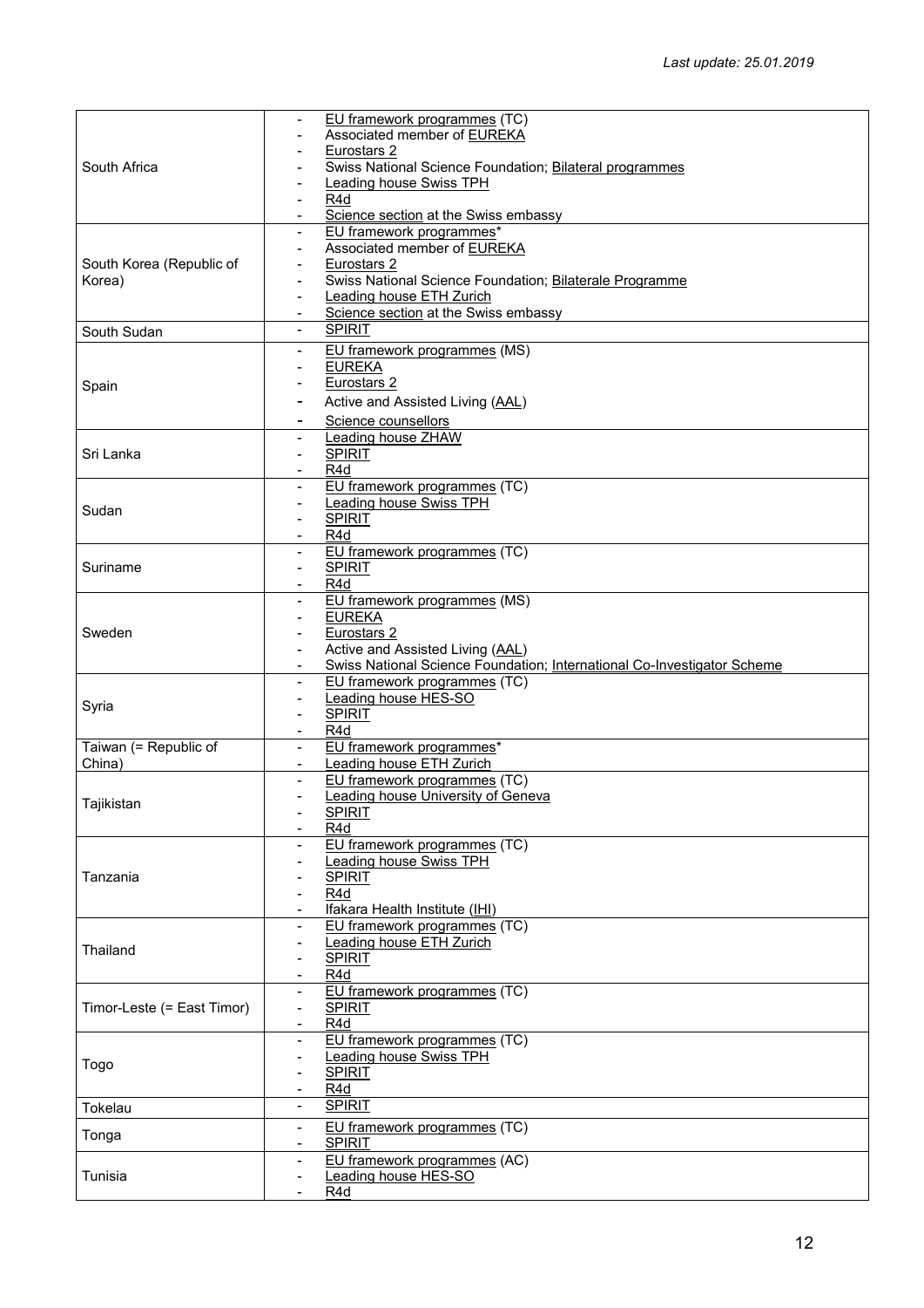| | |
|---|---|
| South Africa | - EU framework programmes (TC)<br>- Associated member of EUREKA<br>- Eurostars 2<br>- Swiss National Science Foundation; Bilateral programmes<br>- Leading house Swiss TPH<br>- R4d<br>- Science section at the Swiss embassy |
| South Korea (Republic of Korea) | - EU framework programmes*<br>- Associated member of EUREKA<br>- Eurostars 2<br>- Swiss National Science Foundation; Bilaterale Programme<br>- Leading house ETH Zurich<br>- Science section at the Swiss embassy |
| South Sudan | - SPIRIT |
| Spain | - EU framework programmes (MS)<br>- EUREKA<br>- Eurostars 2<br>- Active and Assisted Living (AAL)<br>- Science counsellors |
| Sri Lanka | - Leading house ZHAW<br>- SPIRIT<br>- R4d |
| Sudan | - EU framework programmes (TC)<br>- Leading house Swiss TPH<br>- SPIRIT<br>- R4d |
| Suriname | - EU framework programmes (TC)<br>- SPIRIT<br>- R4d |
| Sweden | - EU framework programmes (MS)<br>- EUREKA<br>- Eurostars 2<br>- Active and Assisted Living (AAL)<br>- Swiss National Science Foundation; International Co-Investigator Scheme |
| Syria | - EU framework programmes (TC)<br>- Leading house HES-SO<br>- SPIRIT<br>- R4d |
| Taiwan (= Republic of China) | - EU framework programmes*<br>- Leading house ETH Zurich |
| Tajikistan | - EU framework programmes (TC)<br>- Leading house University of Geneva<br>- SPIRIT<br>- R4d |
| Tanzania | - EU framework programmes (TC)<br>- Leading house Swiss TPH<br>- SPIRIT<br>- R4d<br>- Ifakara Health Institute (IHI) |
| Thailand | - EU framework programmes (TC)<br>- Leading house ETH Zurich<br>- SPIRIT<br>- R4d |
| Timor-Leste (= East Timor) | - EU framework programmes (TC)<br>- SPIRIT<br>- R4d |
| Togo | - EU framework programmes (TC)<br>- Leading house Swiss TPH<br>- SPIRIT<br>- R4d |
| Tokelau | - SPIRIT |
| Tonga | - EU framework programmes (TC)<br>- SPIRIT |
| Tunisia | - EU framework programmes (AC)<br>- Leading house HES-SO<br>- R4d |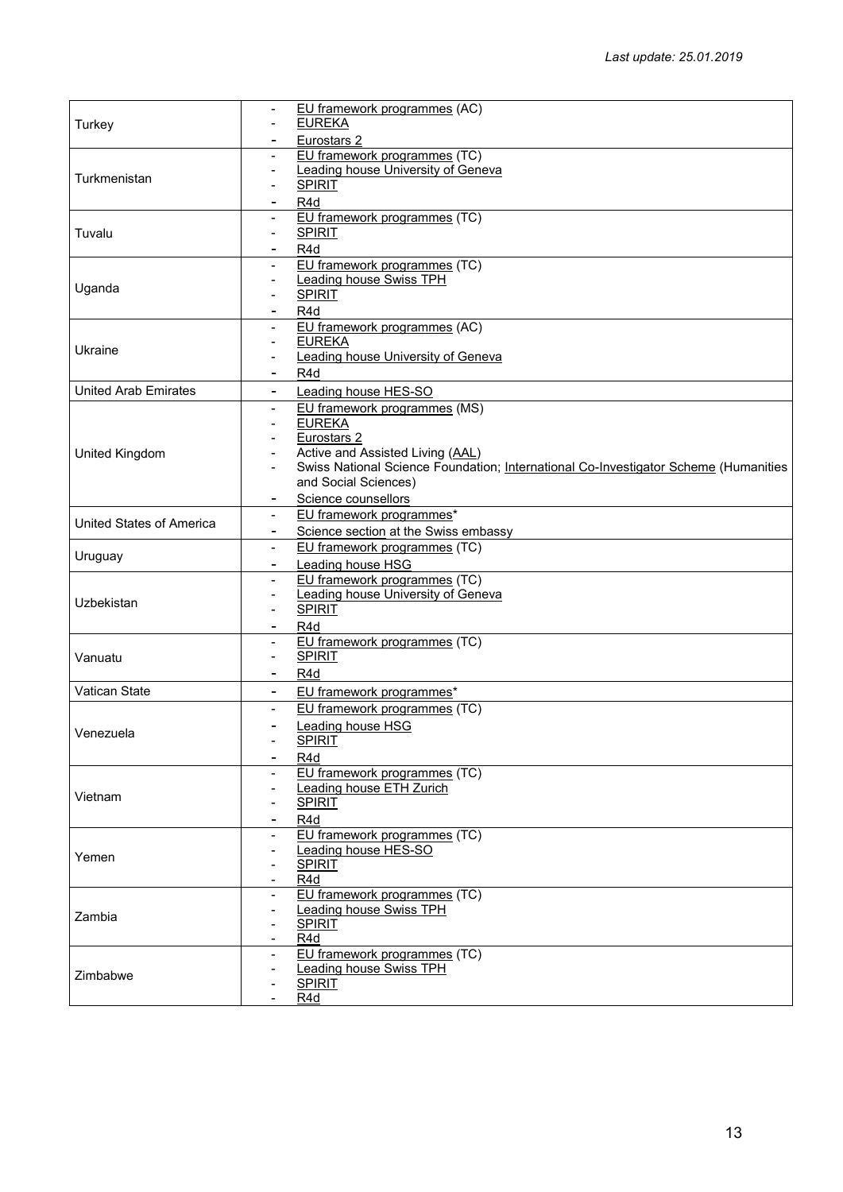*Last update: 25.01.2019*

| | |
|---|---|
| Turkey | - EU framework programmes (AC)<br>- EUREKA<br>- Eurostars 2 |
| Turkmenistan | - EU framework programmes (TC)<br>- Leading house University of Geneva<br>- SPIRIT<br>- R4d |
| Tuvalu | - EU framework programmes (TC)<br>- SPIRIT<br>- R4d |
| Uganda | - EU framework programmes (TC)<br>- Leading house Swiss TPH<br>- SPIRIT<br>- R4d |
| Ukraine | - EU framework programmes (AC)<br>- EUREKA<br>- Leading house University of Geneva<br>- R4d |
| United Arab Emirates | - Leading house HES-SO |
| United Kingdom | - EU framework programmes (MS)<br>- EUREKA<br>- Eurostars 2<br>- Active and Assisted Living (AAL)<br>- Swiss National Science Foundation; International Co-Investigator Scheme (Humanities and Social Sciences)<br>- Science counsellors |
| United States of America | - EU framework programmes*<br>- Science section at the Swiss embassy |
| Uruguay | - EU framework programmes (TC)<br>- Leading house HSG |
| Uzbekistan | - EU framework programmes (TC)<br>- Leading house University of Geneva<br>- SPIRIT<br>- R4d |
| Vanuatu | - EU framework programmes (TC)<br>- SPIRIT<br>- R4d |
| Vatican State | - EU framework programmes* |
| Venezuela | - EU framework programmes (TC)<br>- Leading house HSG<br>- SPIRIT<br>- R4d |
| Vietnam | - EU framework programmes (TC)<br>- Leading house ETH Zurich<br>- SPIRIT<br>- R4d |
| Yemen | - EU framework programmes (TC)<br>- Leading house HES-SO<br>- SPIRIT<br>- R4d |
| Zambia | - EU framework programmes (TC)<br>- Leading house Swiss TPH<br>- SPIRIT<br>- R4d |
| Zimbabwe | - EU framework programmes (TC)<br>- Leading house Swiss TPH<br>- SPIRIT<br>- R4d |